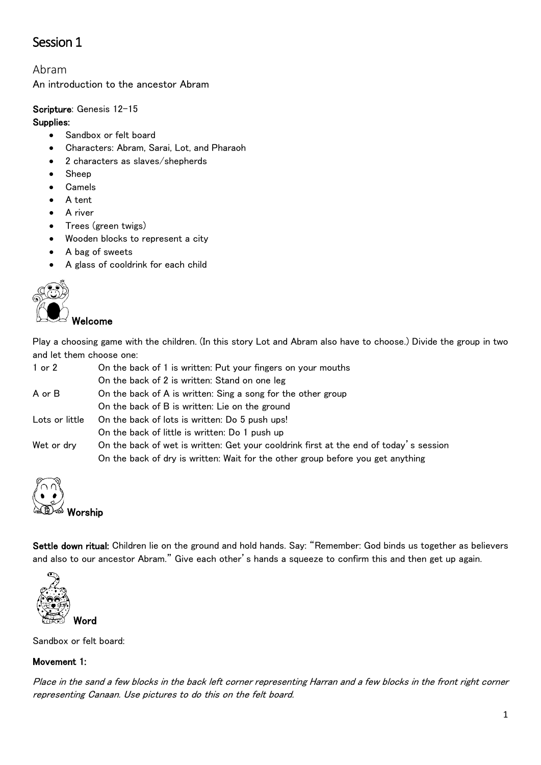# Session 1

## Abram

An introduction to the ancestor Abram

**Scripture**: Genesis 12-15

**Supplies:**

- Sandbox or felt board
- Characters: Abram, Sarai, Lot, and Pharaoh
- 2 characters as slaves/shepherds
- Sheep
- Camels
- A tent
- A river
- Trees (green twigs)
- Wooden blocks to represent a city
- A bag of sweets
- A glass of cooldrink for each child

### Welcome

Play a choosing game with the children. (In this story Lot and Abram also have to choose.) Divide the group in two and let them choose one:

| | |
|---|---|
| 1 or 2 | On the back of 1 is written: Put your fingers on your mouths |
| | On the back of 2 is written: Stand on one leg |
| A or B | On the back of A is written: Sing a song for the other group |
| | On the back of B is written: Lie on the ground |
| Lots or little | On the back of lots is written: Do 5 push ups! |
| | On the back of little is written: Do 1 push up |
| Wet or dry | On the back of wet is written: Get your cooldrink first at the end of today's session |
| | On the back of dry is written: Wait for the other group before you get anything |

### Worship

**Settle down ritual:** Children lie on the ground and hold hands. Say: "Remember: God binds us together as believers and also to our ancestor Abram." Give each other's hands a squeeze to confirm this and then get up again.

### Word

Sandbox or felt board:

**Movement 1:**

*Place in the sand a few blocks in the back left corner representing Harran and a few blocks in the front right corner representing Canaan. Use pictures to do this on the felt board.*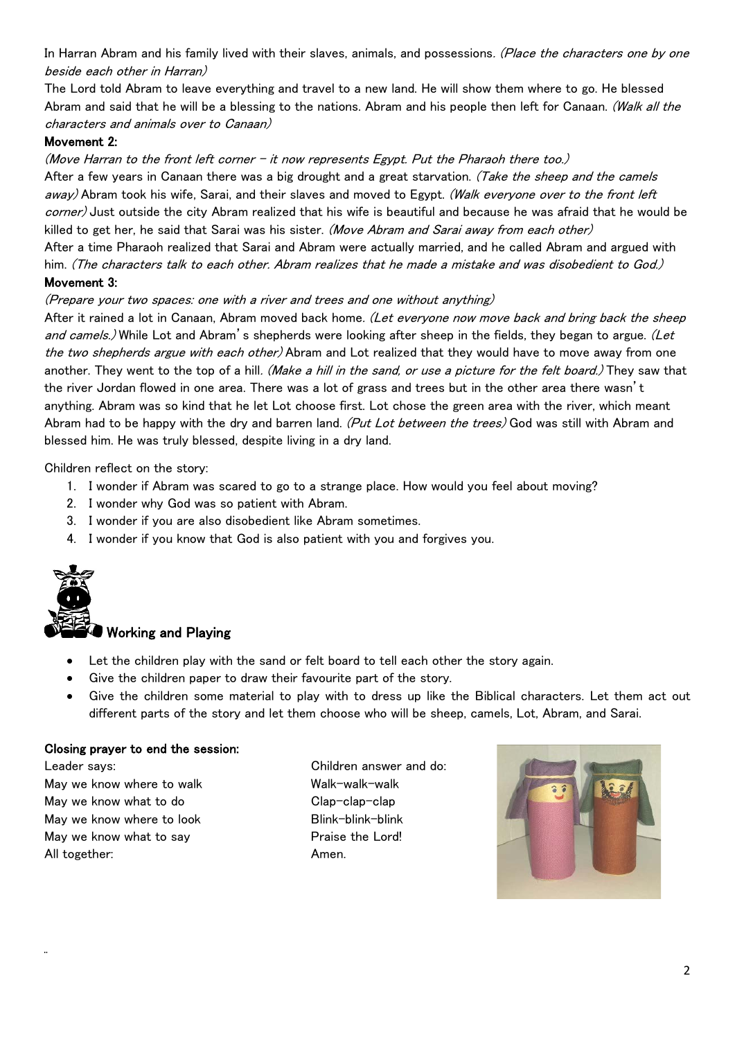In Harran Abram and his family lived with their slaves, animals, and possessions. *(Place the characters one by one beside each other in Harran)*

The Lord told Abram to leave everything and travel to a new land. He will show them where to go. He blessed Abram and said that he will be a blessing to the nations. Abram and his people then left for Canaan. *(Walk all the characters and animals over to Canaan)*

**Movement 2:**

*(Move Harran to the front left corner – it now represents Egypt. Put the Pharaoh there too.)*

After a few years in Canaan there was a big drought and a great starvation. *(Take the sheep and the camels away)* Abram took his wife, Sarai, and their slaves and moved to Egypt. *(Walk everyone over to the front left corner)* Just outside the city Abram realized that his wife is beautiful and because he was afraid that he would be killed to get her, he said that Sarai was his sister. *(Move Abram and Sarai away from each other)*

After a time Pharaoh realized that Sarai and Abram were actually married, and he called Abram and argued with him. *(The characters talk to each other. Abram realizes that he made a mistake and was disobedient to God.)*

**Movement 3:**

*(Prepare your two spaces: one with a river and trees and one without anything)*

After it rained a lot in Canaan, Abram moved back home. *(Let everyone now move back and bring back the sheep and camels.)* While Lot and Abram's shepherds were looking after sheep in the fields, they began to argue. *(Let the two shepherds argue with each other)* Abram and Lot realized that they would have to move away from one another. They went to the top of a hill. *(Make a hill in the sand, or use a picture for the felt board.)* They saw that the river Jordan flowed in one area. There was a lot of grass and trees but in the other area there wasn't anything. Abram was so kind that he let Lot choose first. Lot chose the green area with the river, which meant Abram had to be happy with the dry and barren land. *(Put Lot between the trees)* God was still with Abram and blessed him. He was truly blessed, despite living in a dry land.

Children reflect on the story:

1. I wonder if Abram was scared to go to a strange place. How would you feel about moving?
2. I wonder why God was so patient with Abram.
3. I wonder if you are also disobedient like Abram sometimes.
4. I wonder if you know that God is also patient with you and forgives you.

## Working and Playing

- Let the children play with the sand or felt board to tell each other the story again.
- Give the children paper to draw their favourite part of the story.
- Give the children some material to play with to dress up like the Biblical characters. Let them act out different parts of the story and let them choose who will be sheep, camels, Lot, Abram, and Sarai.

**Closing prayer to end the session:**

| Leader says: | Children answer and do: |
|---|---|
| May we know where to walk | Walk-walk-walk |
| May we know what to do | Clap-clap-clap |
| May we know where to look | Blink-blink-blink |
| May we know what to say | Praise the Lord! |
| All together: | Amen. |